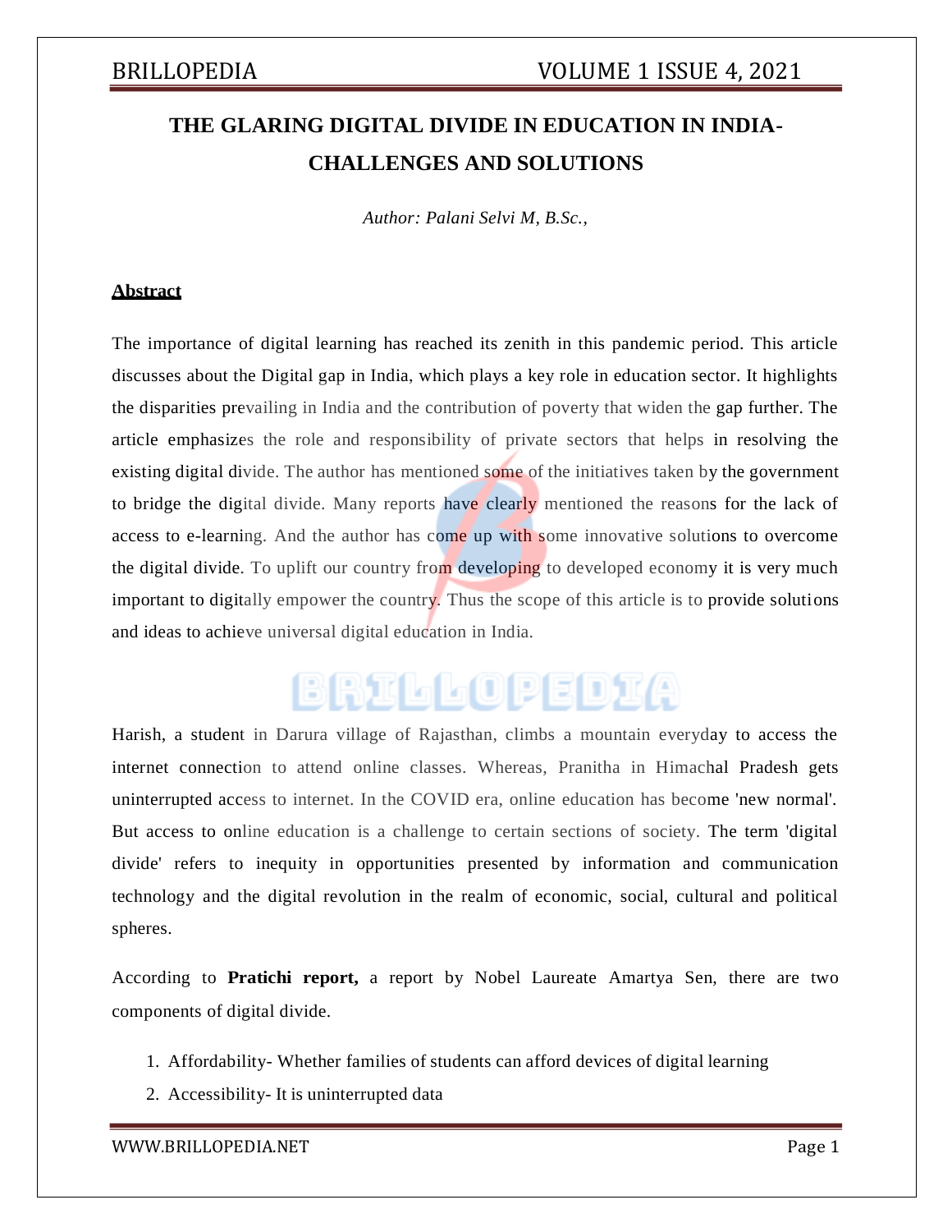# THE GLARING DIGITAL DIVIDE IN EDUCATION IN INDIA- CHALLENGES AND SOLUTIONS

*Author: Palani Selvi M, B.Sc.,*

## Abstract

The importance of digital learning has reached its zenith in this pandemic period. This article discusses about the Digital gap in India, which plays a key role in education sector. It highlights the disparities prevailing in India and the contribution of poverty that widen the gap further. The article emphasizes the role and responsibility of private sectors that helps in resolving the existing digital divide. The author has mentioned some of the initiatives taken by the government to bridge the digital divide. Many reports have clearly mentioned the reasons for the lack of access to e-learning. And the author has come up with some innovative solutions to overcome the digital divide. To uplift our country from developing to developed economy it is very much important to digitally empower the country. Thus the scope of this article is to provide solutions and ideas to achieve universal digital education in India.

Harish, a student in Darura village of Rajasthan, climbs a mountain everyday to access the internet connection to attend online classes. Whereas, Pranitha in Himachal Pradesh gets uninterrupted access to internet. In the COVID era, online education has become 'new normal'. But access to online education is a challenge to certain sections of society. The term 'digital divide' refers to inequity in opportunities presented by information and communication technology and the digital revolution in the realm of economic, social, cultural and political spheres.

According to **Pratichi report,** a report by Nobel Laureate Amartya Sen, there are two components of digital divide.

1. Affordability- Whether families of students can afford devices of digital learning
2. Accessibility- It is uninterrupted data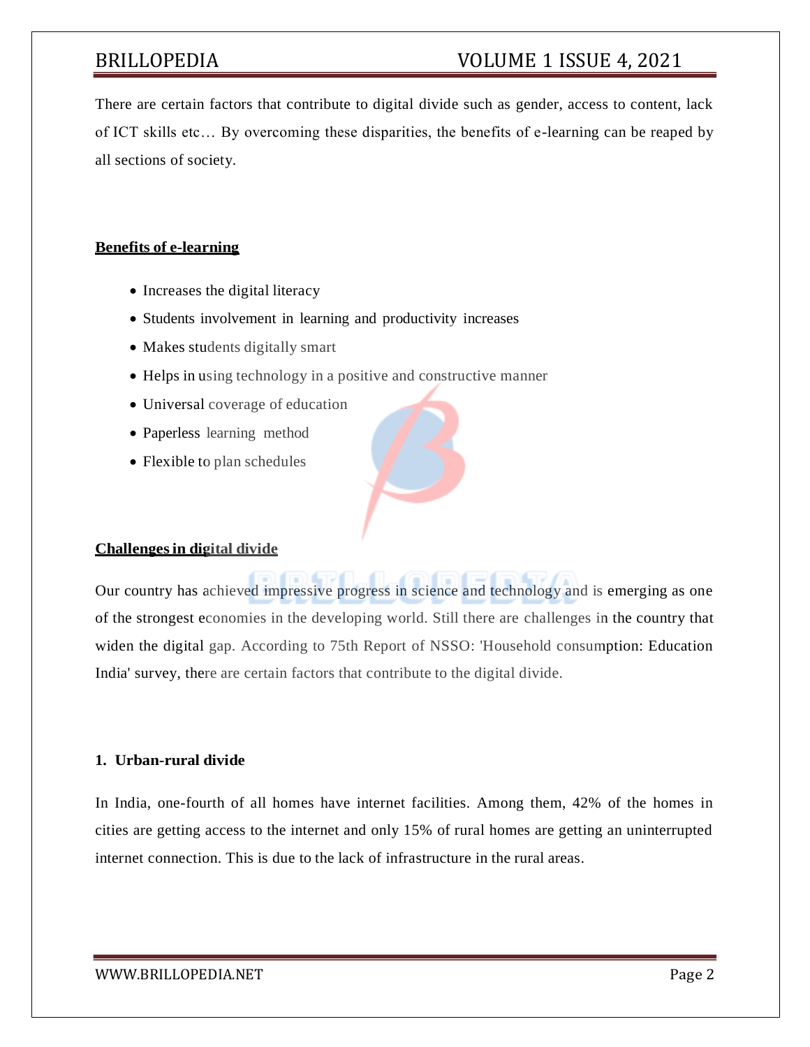There are certain factors that contribute to digital divide such as gender, access to content, lack of ICT skills etc… By overcoming these disparities, the benefits of e-learning can be reaped by all sections of society.

## Benefits of e-learning

- Increases the digital literacy
- Students involvement in learning and productivity increases
- Makes students digitally smart
- Helps in using technology in a positive and constructive manner
- Universal coverage of education
- Paperless learning method
- Flexible to plan schedules

## Challenges in digital divide

Our country has achieved impressive progress in science and technology and is emerging as one of the strongest economies in the developing world. Still there are challenges in the country that widen the digital gap. According to 75th Report of NSSO: 'Household consumption: Education India' survey, there are certain factors that contribute to the digital divide.

### 1. Urban-rural divide

In India, one-fourth of all homes have internet facilities. Among them, 42% of the homes in cities are getting access to the internet and only 15% of rural homes are getting an uninterrupted internet connection. This is due to the lack of infrastructure in the rural areas.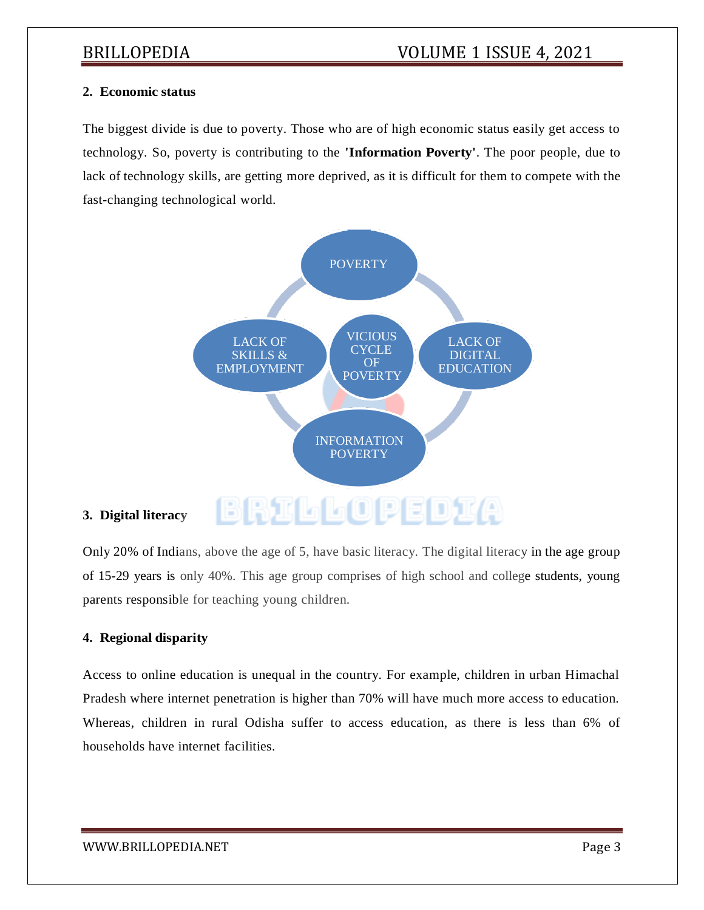## 2. Economic status

The biggest divide is due to poverty. Those who are of high economic status easily get access to technology. So, poverty is contributing to the **'Information Poverty'**. The poor people, due to lack of technology skills, are getting more deprived, as it is difficult for them to compete with the fast-changing technological world.

POVERTY

LACK OF DIGITAL EDUCATION

INFORMATION POVERTY

LACK OF SKILLS & EMPLOYMENT

VICIOUS CYCLE OF POVERTY

## 3. Digital literacy

Only 20% of Indians, above the age of 5, have basic literacy. The digital literacy in the age group of 15-29 years is only 40%. This age group comprises of high school and college students, young parents responsible for teaching young children.

## 4. Regional disparity

Access to online education is unequal in the country. For example, children in urban Himachal Pradesh where internet penetration is higher than 70% will have much more access to education. Whereas, children in rural Odisha suffer to access education, as there is less than 6% of households have internet facilities.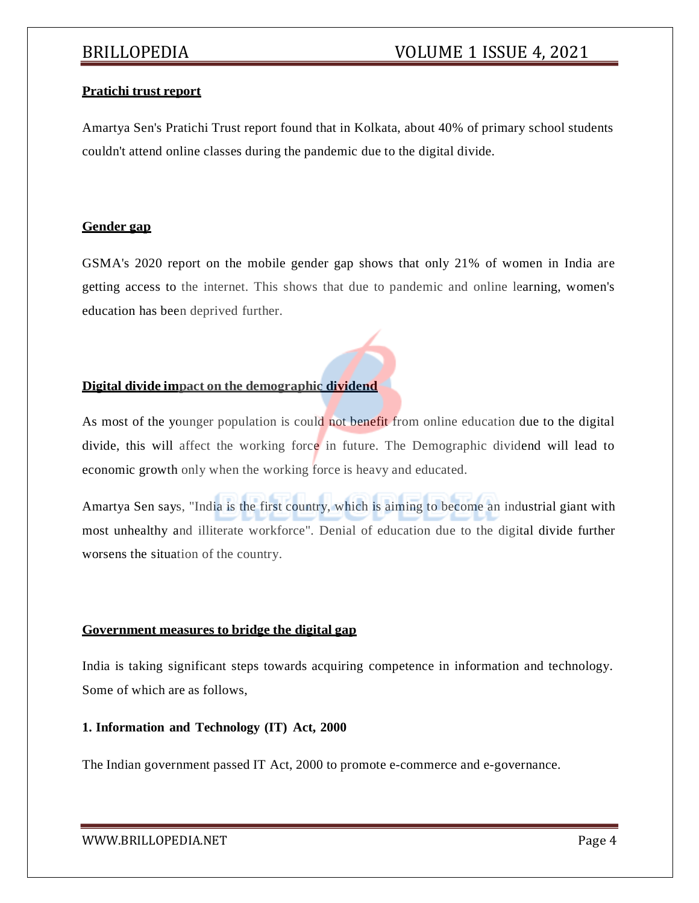**Pratichi trust report**

Amartya Sen's Pratichi Trust report found that in Kolkata, about 40% of primary school students couldn't attend online classes during the pandemic due to the digital divide.

**Gender gap**

GSMA's 2020 report on the mobile gender gap shows that only 21% of women in India are getting access to the internet. This shows that due to pandemic and online learning, women's education has been deprived further.

**Digital divide impact on the demographic dividend**

As most of the younger population is could not benefit from online education due to the digital divide, this will affect the working force in future. The Demographic dividend will lead to economic growth only when the working force is heavy and educated.

Amartya Sen says, "India is the first country, which is aiming to become an industrial giant with most unhealthy and illiterate workforce". Denial of education due to the digital divide further worsens the situation of the country.

**Government measures to bridge the digital gap**

India is taking significant steps towards acquiring competence in information and technology. Some of which are as follows,

**1. Information and Technology (IT) Act, 2000**

The Indian government passed IT Act, 2000 to promote e-commerce and e-governance.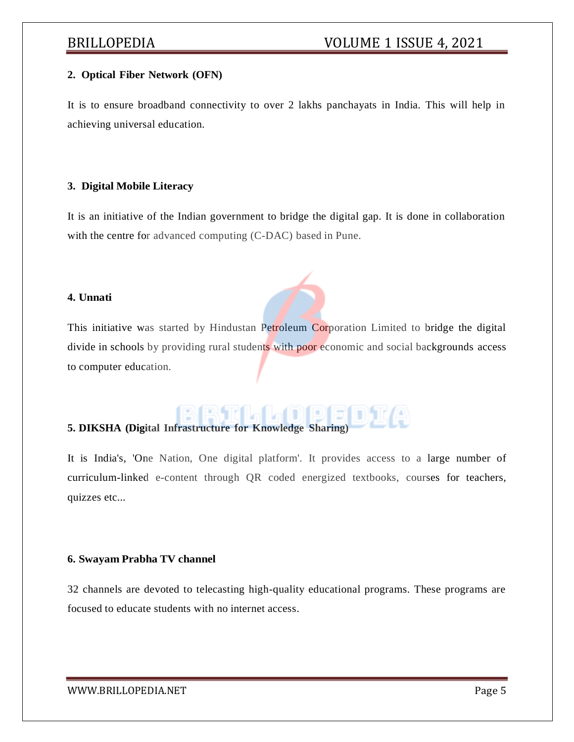**2. Optical Fiber Network (OFN)**

It is to ensure broadband connectivity to over 2 lakhs panchayats in India. This will help in achieving universal education.

**3. Digital Mobile Literacy**

It is an initiative of the Indian government to bridge the digital gap. It is done in collaboration with the centre for advanced computing (C-DAC) based in Pune.

**4. Unnati**

This initiative was started by Hindustan Petroleum Corporation Limited to bridge the digital divide in schools by providing rural students with poor economic and social backgrounds access to computer education.

**5. DIKSHA (Digital Infrastructure for Knowledge Sharing)**

It is India's, 'One Nation, One digital platform'. It provides access to a large number of curriculum-linked e-content through QR coded energized textbooks, courses for teachers, quizzes etc...

**6. Swayam Prabha TV channel**

32 channels are devoted to telecasting high-quality educational programs. These programs are focused to educate students with no internet access.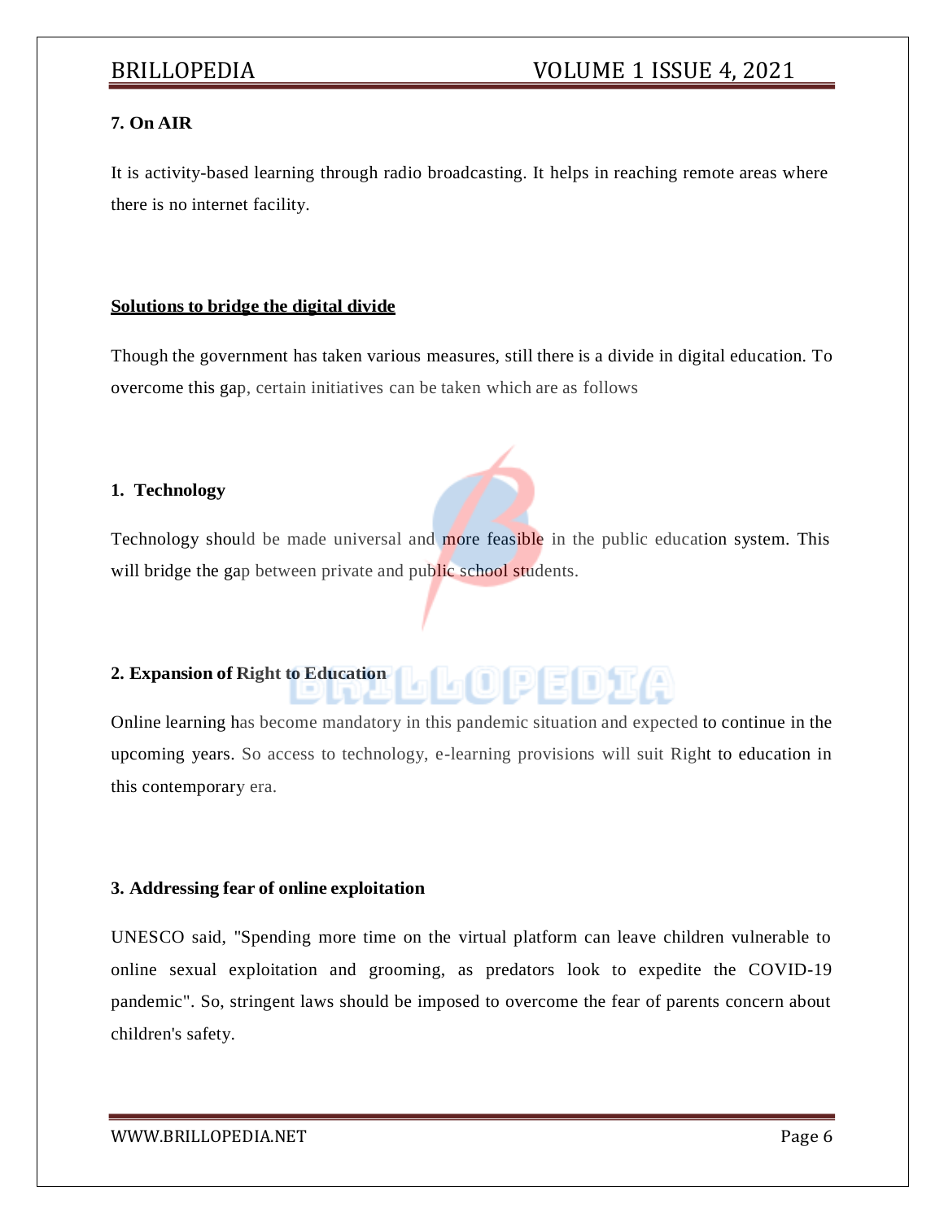**7. On AIR**

It is activity-based learning through radio broadcasting. It helps in reaching remote areas where there is no internet facility.

**<u>Solutions to bridge the digital divide</u>**

Though the government has taken various measures, still there is a divide in digital education. To overcome this gap, certain initiatives can be taken which are as follows

**1. Technology**

Technology should be made universal and more feasible in the public education system. This will bridge the gap between private and public school students.

**2. Expansion of Right to Education**

Online learning has become mandatory in this pandemic situation and expected to continue in the upcoming years. So access to technology, e-learning provisions will suit Right to education in this contemporary era.

**3. Addressing fear of online exploitation**

UNESCO said, "Spending more time on the virtual platform can leave children vulnerable to online sexual exploitation and grooming, as predators look to expedite the COVID-19 pandemic". So, stringent laws should be imposed to overcome the fear of parents concern about children's safety.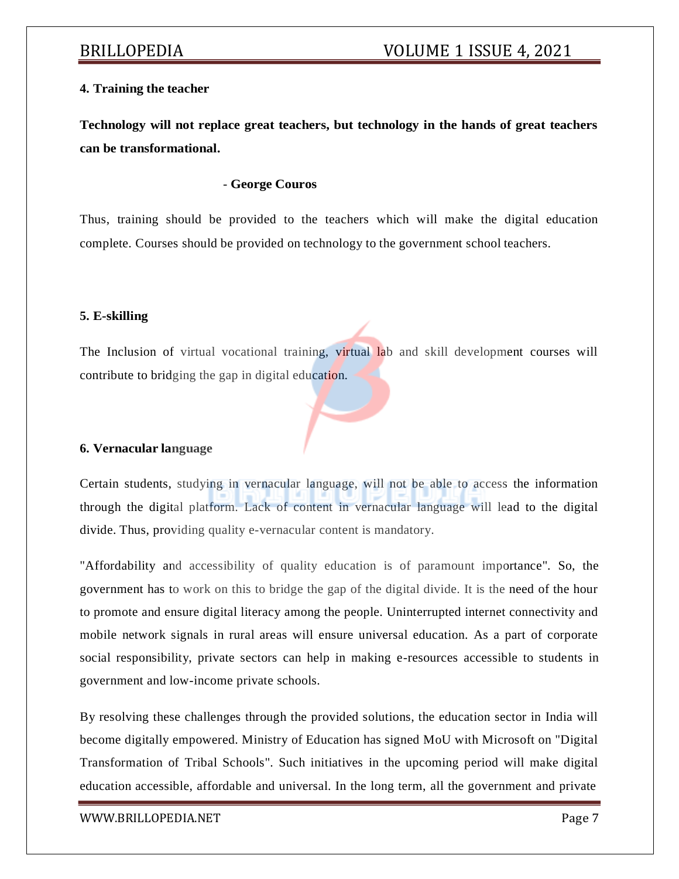**4. Training the teacher**

**Technology will not replace great teachers, but technology in the hands of great teachers can be transformational.**

- **George Couros**

Thus, training should be provided to the teachers which will make the digital education complete. Courses should be provided on technology to the government school teachers.

**5. E-skilling**

The Inclusion of virtual vocational training, virtual lab and skill development courses will contribute to bridging the gap in digital education.

**6. Vernacular language**

Certain students, studying in vernacular language, will not be able to access the information through the digital platform. Lack of content in vernacular language will lead to the digital divide. Thus, providing quality e-vernacular content is mandatory.

"Affordability and accessibility of quality education is of paramount importance". So, the government has to work on this to bridge the gap of the digital divide. It is the need of the hour to promote and ensure digital literacy among the people. Uninterrupted internet connectivity and mobile network signals in rural areas will ensure universal education. As a part of corporate social responsibility, private sectors can help in making e-resources accessible to students in government and low-income private schools.

By resolving these challenges through the provided solutions, the education sector in India will become digitally empowered. Ministry of Education has signed MoU with Microsoft on "Digital Transformation of Tribal Schools". Such initiatives in the upcoming period will make digital education accessible, affordable and universal. In the long term, all the government and private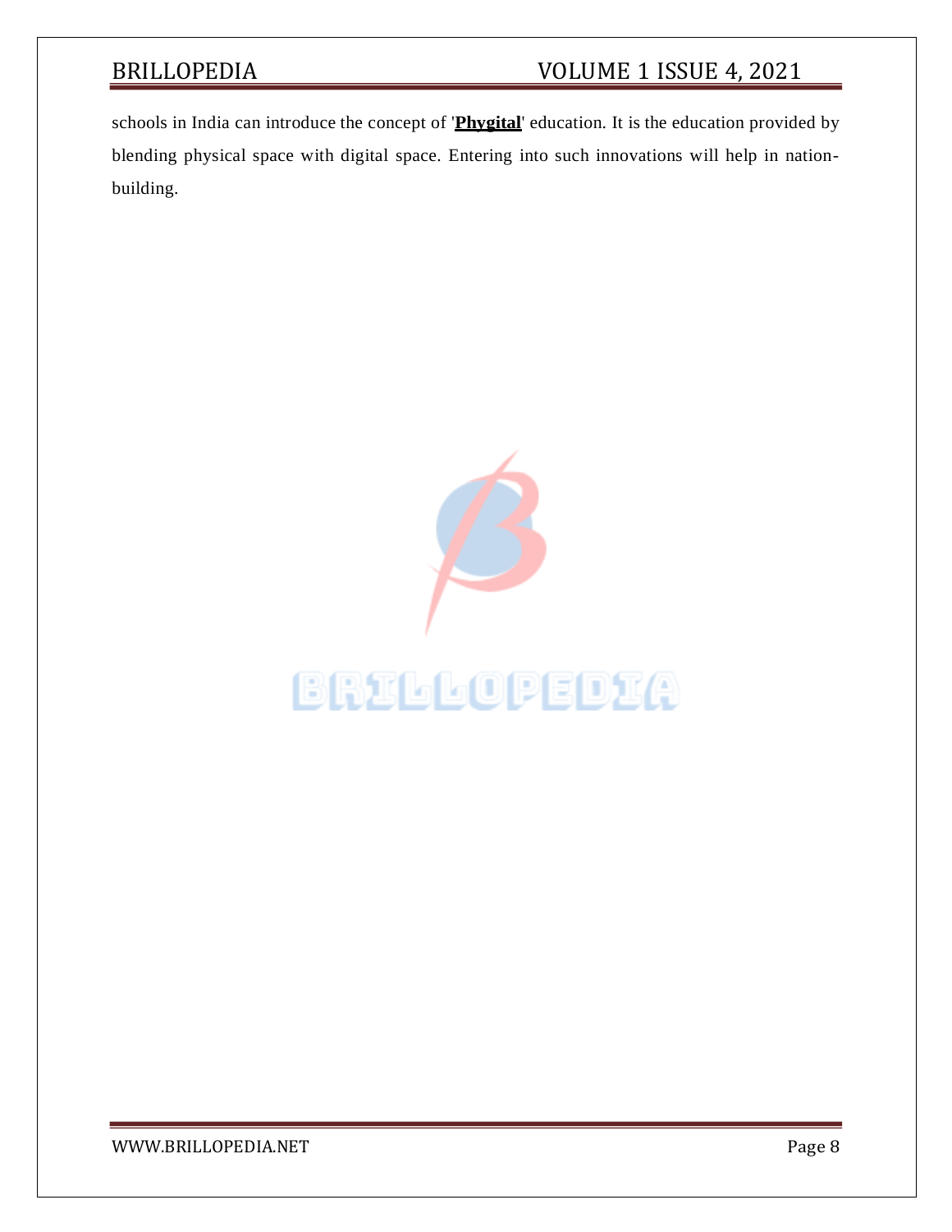schools in India can introduce the concept of '**Phygital**' education. It is the education provided by blending physical space with digital space. Entering into such innovations will help in nation-building.